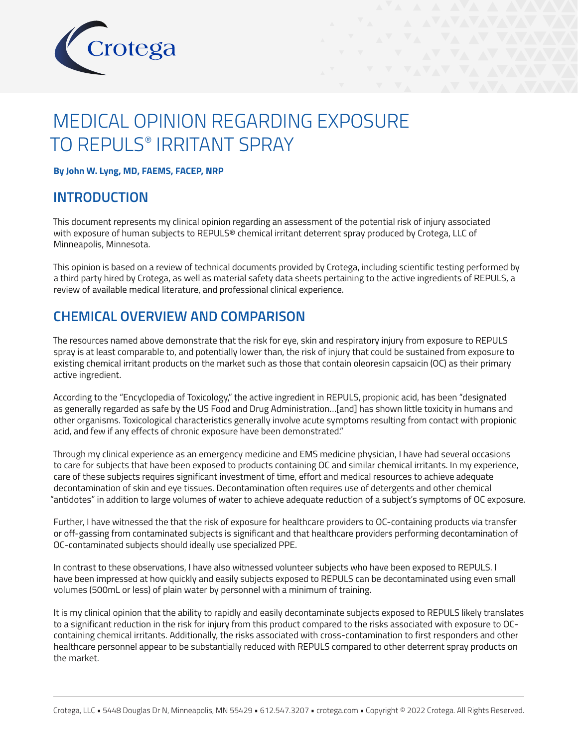# MEDICAL OPINION REGARDING EXPOSURE TO REPULS® IRRITANT SPRAY

**By John W. Lyng, MD, FAEMS, FACEP, NRP**

## INTRODUCTION

This document represents my clinical opinion regarding an assessment of the potential risk of injury associated with exposure of human subjects to REPULS® chemical irritant deterrent spray produced by Crotega, LLC of Minneapolis, Minnesota.

This opinion is based on a review of technical documents provided by Crotega, including scientific testing performed by a third party hired by Crotega, as well as material safety data sheets pertaining to the active ingredients of REPULS, a review of available medical literature, and professional clinical experience.

## CHEMICAL OVERVIEW AND COMPARISON

The resources named above demonstrate that the risk for eye, skin and respiratory injury from exposure to REPULS spray is at least comparable to, and potentially lower than, the risk of injury that could be sustained from exposure to existing chemical irritant products on the market such as those that contain oleoresin capsaicin (OC) as their primary active ingredient.

According to the "Encyclopedia of Toxicology," the active ingredient in REPULS, propionic acid, has been "designated as generally regarded as safe by the US Food and Drug Administration…[and] has shown little toxicity in humans and other organisms. Toxicological characteristics generally involve acute symptoms resulting from contact with propionic acid, and few if any effects of chronic exposure have been demonstrated."

Through my clinical experience as an emergency medicine and EMS medicine physician, I have had several occasions to care for subjects that have been exposed to products containing OC and similar chemical irritants. In my experience, care of these subjects requires significant investment of time, effort and medical resources to achieve adequate decontamination of skin and eye tissues. Decontamination often requires use of detergents and other chemical "antidotes" in addition to large volumes of water to achieve adequate reduction of a subject's symptoms of OC exposure.

Further, I have witnessed the that the risk of exposure for healthcare providers to OC-containing products via transfer or off-gassing from contaminated subjects is significant and that healthcare providers performing decontamination of OC-contaminated subjects should ideally use specialized PPE.

In contrast to these observations, I have also witnessed volunteer subjects who have been exposed to REPULS. I have been impressed at how quickly and easily subjects exposed to REPULS can be decontaminated using even small volumes (500mL or less) of plain water by personnel with a minimum of training.

It is my clinical opinion that the ability to rapidly and easily decontaminate subjects exposed to REPULS likely translates to a significant reduction in the risk for injury from this product compared to the risks associated with exposure to OC-containing chemical irritants. Additionally, the risks associated with cross-contamination to first responders and other healthcare personnel appear to be substantially reduced with REPULS compared to other deterrent spray products on the market.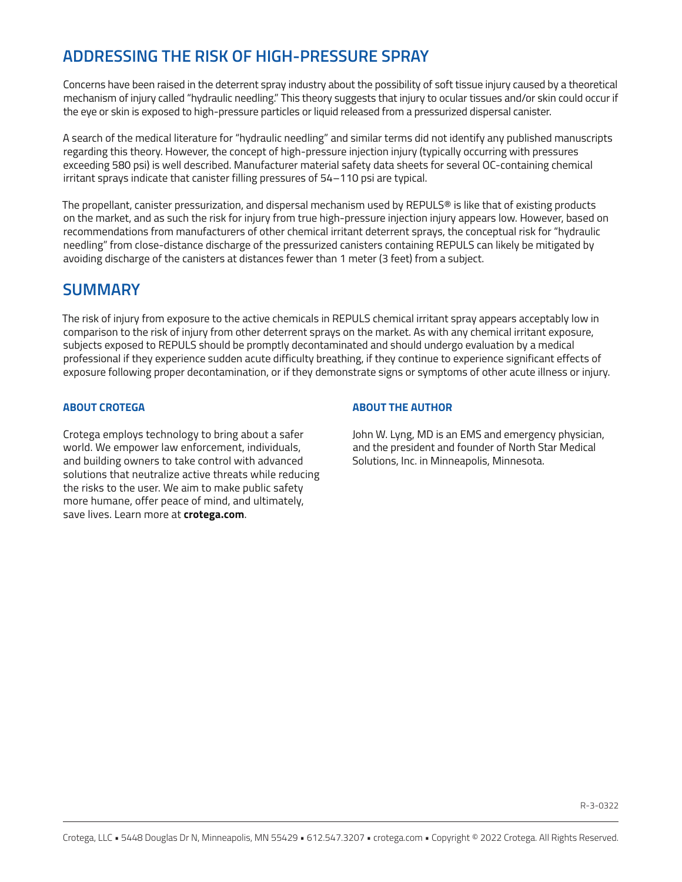## ADDRESSING THE RISK OF HIGH-PRESSURE SPRAY

Concerns have been raised in the deterrent spray industry about the possibility of soft tissue injury caused by a theoretical mechanism of injury called "hydraulic needling." This theory suggests that injury to ocular tissues and/or skin could occur if the eye or skin is exposed to high-pressure particles or liquid released from a pressurized dispersal canister.

A search of the medical literature for "hydraulic needling" and similar terms did not identify any published manuscripts regarding this theory. However, the concept of high-pressure injection injury (typically occurring with pressures exceeding 580 psi) is well described. Manufacturer material safety data sheets for several OC-containing chemical irritant sprays indicate that canister filling pressures of 54–110 psi are typical.

The propellant, canister pressurization, and dispersal mechanism used by REPULS® is like that of existing products on the market, and as such the risk for injury from true high-pressure injection injury appears low. However, based on recommendations from manufacturers of other chemical irritant deterrent sprays, the conceptual risk for "hydraulic needling" from close-distance discharge of the pressurized canisters containing REPULS can likely be mitigated by avoiding discharge of the canisters at distances fewer than 1 meter (3 feet) from a subject.

## SUMMARY

The risk of injury from exposure to the active chemicals in REPULS chemical irritant spray appears acceptably low in comparison to the risk of injury from other deterrent sprays on the market. As with any chemical irritant exposure, subjects exposed to REPULS should be promptly decontaminated and should undergo evaluation by a medical professional if they experience sudden acute difficulty breathing, if they continue to experience significant effects of exposure following proper decontamination, or if they demonstrate signs or symptoms of other acute illness or injury.

### ABOUT CROTEGA

Crotega employs technology to bring about a safer world. We empower law enforcement, individuals, and building owners to take control with advanced solutions that neutralize active threats while reducing the risks to the user. We aim to make public safety more humane, offer peace of mind, and ultimately, save lives. Learn more at **crotega.com**.

### ABOUT THE AUTHOR

John W. Lyng, MD is an EMS and emergency physician, and the president and founder of North Star Medical Solutions, Inc. in Minneapolis, Minnesota.

R-3-0322

Crotega, LLC • 5448 Douglas Dr N, Minneapolis, MN 55429 • 612.547.3207 • crotega.com • Copyright © 2022 Crotega. All Rights Reserved.